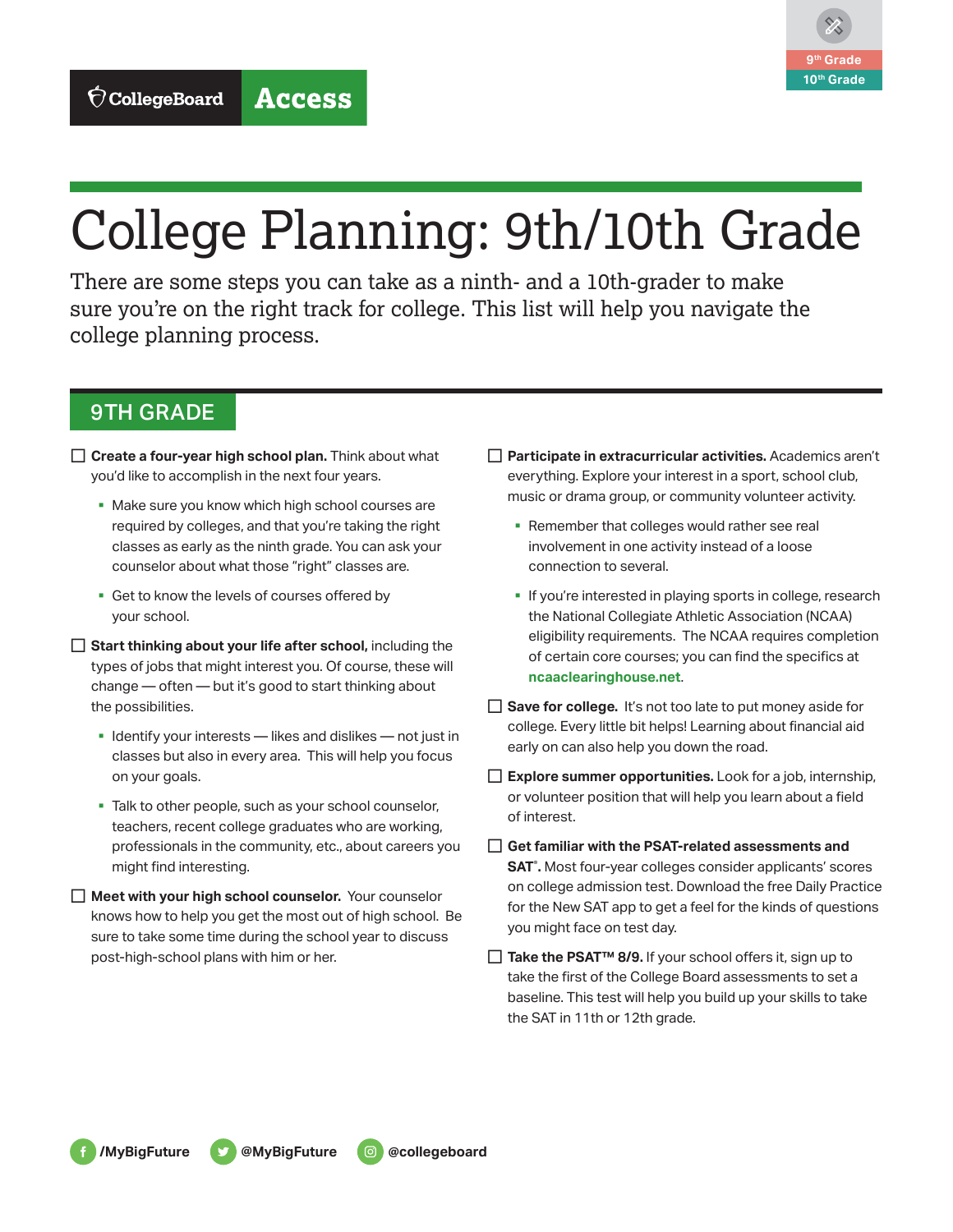CollegeBoard **Access**

9th Grade
10th Grade

# College Planning: 9th/10th Grade

There are some steps you can take as a ninth- and a 10th-grader to make sure you're on the right track for college. This list will help you navigate the college planning process.

## 9TH GRADE

- ☐ **Create a four-year high school plan.** Think about what you'd like to accomplish in the next four years.
  - Make sure you know which high school courses are required by colleges, and that you're taking the right classes as early as the ninth grade. You can ask your counselor about what those "right" classes are.
  - Get to know the levels of courses offered by your school.
- ☐ **Start thinking about your life after school,** including the types of jobs that might interest you. Of course, these will change — often — but it's good to start thinking about the possibilities.
  - Identify your interests — likes and dislikes — not just in classes but also in every area. This will help you focus on your goals.
  - Talk to other people, such as your school counselor, teachers, recent college graduates who are working, professionals in the community, etc., about careers you might find interesting.
- ☐ **Meet with your high school counselor.** Your counselor knows how to help you get the most out of high school. Be sure to take some time during the school year to discuss post-high-school plans with him or her.
- ☐ **Participate in extracurricular activities.** Academics aren't everything. Explore your interest in a sport, school club, music or drama group, or community volunteer activity.
  - Remember that colleges would rather see real involvement in one activity instead of a loose connection to several.
  - If you're interested in playing sports in college, research the National Collegiate Athletic Association (NCAA) eligibility requirements. The NCAA requires completion of certain core courses; you can find the specifics at **ncaaclearinghouse.net**.
- ☐ **Save for college.** It's not too late to put money aside for college. Every little bit helps! Learning about financial aid early on can also help you down the road.
- ☐ **Explore summer opportunities.** Look for a job, internship, or volunteer position that will help you learn about a field of interest.
- ☐ **Get familiar with the PSAT-related assessments and SAT®.** Most four-year colleges consider applicants' scores on college admission test. Download the free Daily Practice for the New SAT app to get a feel for the kinds of questions you might face on test day.
- ☐ **Take the PSAT™ 8/9.** If your school offers it, sign up to take the first of the College Board assessments to set a baseline. This test will help you build up your skills to take the SAT in 11th or 12th grade.

/MyBigFuture @MyBigFuture @collegeboard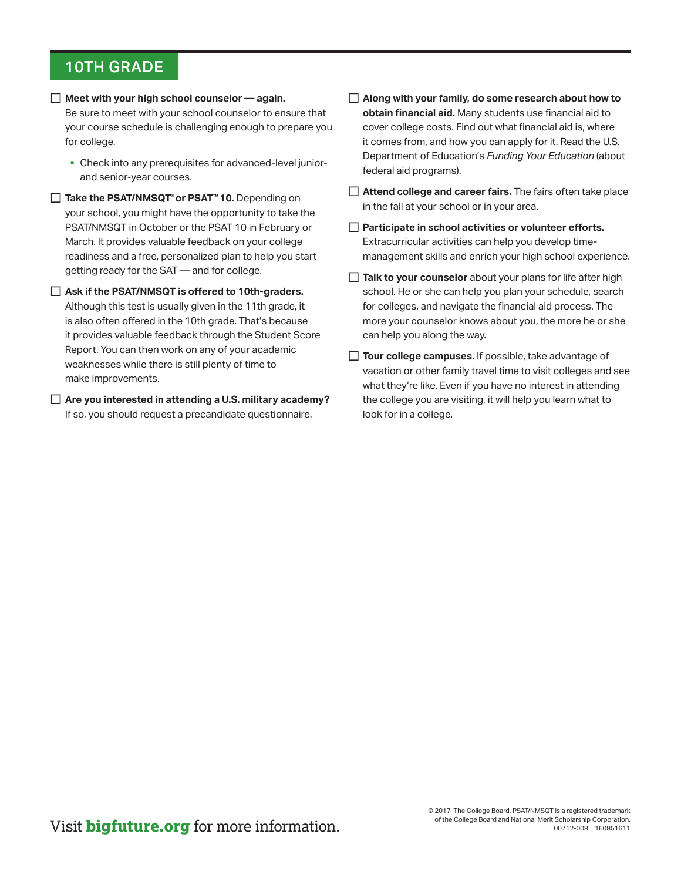## 10TH GRADE

- [ ] **Meet with your high school counselor — again.** Be sure to meet with your school counselor to ensure that your course schedule is challenging enough to prepare you for college.
  - Check into any prerequisites for advanced-level junior- and senior-year courses.
- [ ] **Take the PSAT/NMSQT® or PSAT™ 10.** Depending on your school, you might have the opportunity to take the PSAT/NMSQT in October or the PSAT 10 in February or March. It provides valuable feedback on your college readiness and a free, personalized plan to help you start getting ready for the SAT — and for college.
- [ ] **Ask if the PSAT/NMSQT is offered to 10th-graders.** Although this test is usually given in the 11th grade, it is also often offered in the 10th grade. That's because it provides valuable feedback through the Student Score Report. You can then work on any of your academic weaknesses while there is still plenty of time to make improvements.
- [ ] **Are you interested in attending a U.S. military academy?** If so, you should request a precandidate questionnaire.
- [ ] **Along with your family, do some research about how to obtain financial aid.** Many students use financial aid to cover college costs. Find out what financial aid is, where it comes from, and how you can apply for it. Read the U.S. Department of Education's *Funding Your Education* (about federal aid programs).
- [ ] **Attend college and career fairs.** The fairs often take place in the fall at your school or in your area.
- [ ] **Participate in school activities or volunteer efforts.** Extracurricular activities can help you develop time-management skills and enrich your high school experience.
- [ ] **Talk to your counselor** about your plans for life after high school. He or she can help you plan your schedule, search for colleges, and navigate the financial aid process. The more your counselor knows about you, the more he or she can help you along the way.
- [ ] **Tour college campuses.** If possible, take advantage of vacation or other family travel time to visit colleges and see what they're like. Even if you have no interest in attending the college you are visiting, it will help you learn what to look for in a college.

Visit **bigfuture.org** for more information.

© 2017 The College Board. PSAT/NMSQT is a registered trademark of the College Board and National Merit Scholarship Corporation.
00712-008 160851611